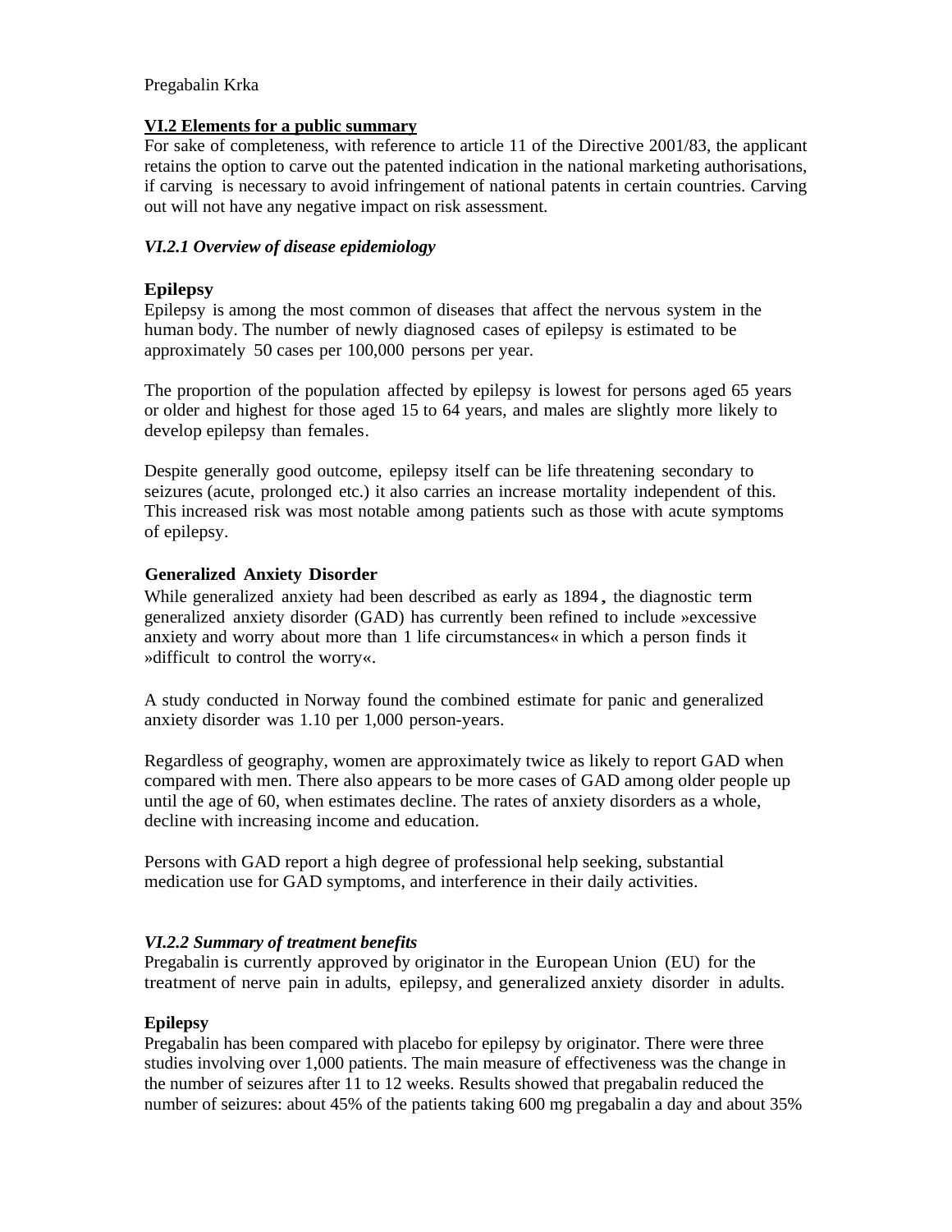Pregabalin Krka

## VI.2 Elements for a public summary

For sake of completeness, with reference to article 11 of the Directive 2001/83, the applicant retains the option to carve out the patented indication in the national marketing authorisations, if carving is necessary to avoid infringement of national patents in certain countries. Carving out will not have any negative impact on risk assessment.

### *VI.2.1 Overview of disease epidemiology*

**Epilepsy**

Epilepsy is among the most common of diseases that affect the nervous system in the human body. The number of newly diagnosed cases of epilepsy is estimated to be approximately 50 cases per 100,000 persons per year.

The proportion of the population affected by epilepsy is lowest for persons aged 65 years or older and highest for those aged 15 to 64 years, and males are slightly more likely to develop epilepsy than females.

Despite generally good outcome, epilepsy itself can be life threatening secondary to seizures (acute, prolonged etc.) it also carries an increase mortality independent of this. This increased risk was most notable among patients such as those with acute symptoms of epilepsy.

**Generalized Anxiety Disorder**

While generalized anxiety had been described as early as 1894, the diagnostic term generalized anxiety disorder (GAD) has currently been refined to include »excessive anxiety and worry about more than 1 life circumstances« in which a person finds it »difficult to control the worry«.

A study conducted in Norway found the combined estimate for panic and generalized anxiety disorder was 1.10 per 1,000 person-years.

Regardless of geography, women are approximately twice as likely to report GAD when compared with men. There also appears to be more cases of GAD among older people up until the age of 60, when estimates decline. The rates of anxiety disorders as a whole, decline with increasing income and education.

Persons with GAD report a high degree of professional help seeking, substantial medication use for GAD symptoms, and interference in their daily activities.

### *VI.2.2 Summary of treatment benefits*

Pregabalin is currently approved by originator in the European Union (EU) for the treatment of nerve pain in adults, epilepsy, and generalized anxiety disorder in adults.

**Epilepsy**

Pregabalin has been compared with placebo for epilepsy by originator. There were three studies involving over 1,000 patients. The main measure of effectiveness was the change in the number of seizures after 11 to 12 weeks. Results showed that pregabalin reduced the number of seizures: about 45% of the patients taking 600 mg pregabalin a day and about 35%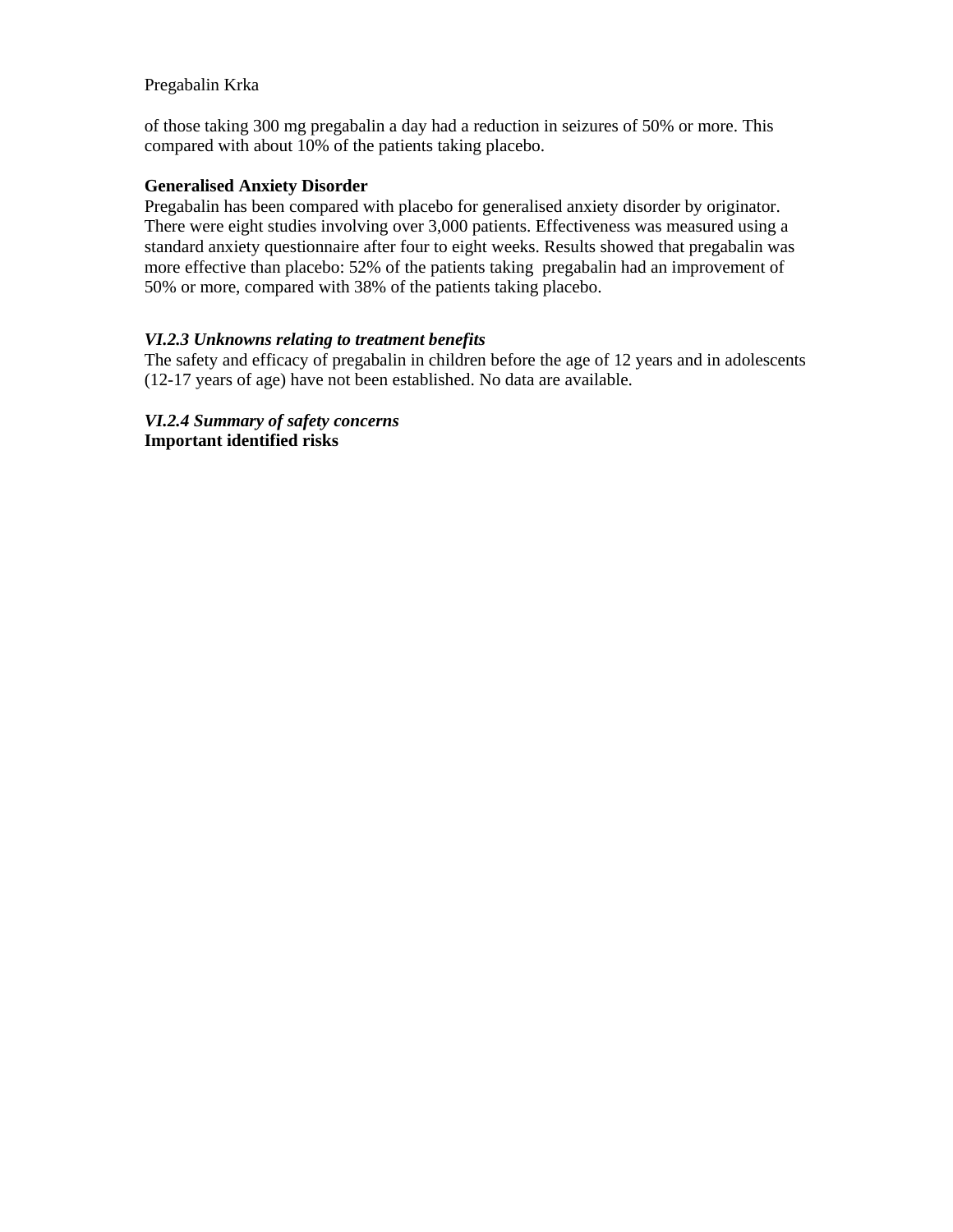of those taking 300 mg pregabalin a day had a reduction in seizures of 50% or more. This compared with about 10% of the patients taking placebo.

**Generalised Anxiety Disorder**

Pregabalin has been compared with placebo for generalised anxiety disorder by originator. There were eight studies involving over 3,000 patients. Effectiveness was measured using a standard anxiety questionnaire after four to eight weeks. Results showed that pregabalin was more effective than placebo: 52% of the patients taking pregabalin had an improvement of 50% or more, compared with 38% of the patients taking placebo.

### *VI.2.3 Unknowns relating to treatment benefits*

The safety and efficacy of pregabalin in children before the age of 12 years and in adolescents (12-17 years of age) have not been established. No data are available.

### *VI.2.4 Summary of safety concerns*

**Important identified risks**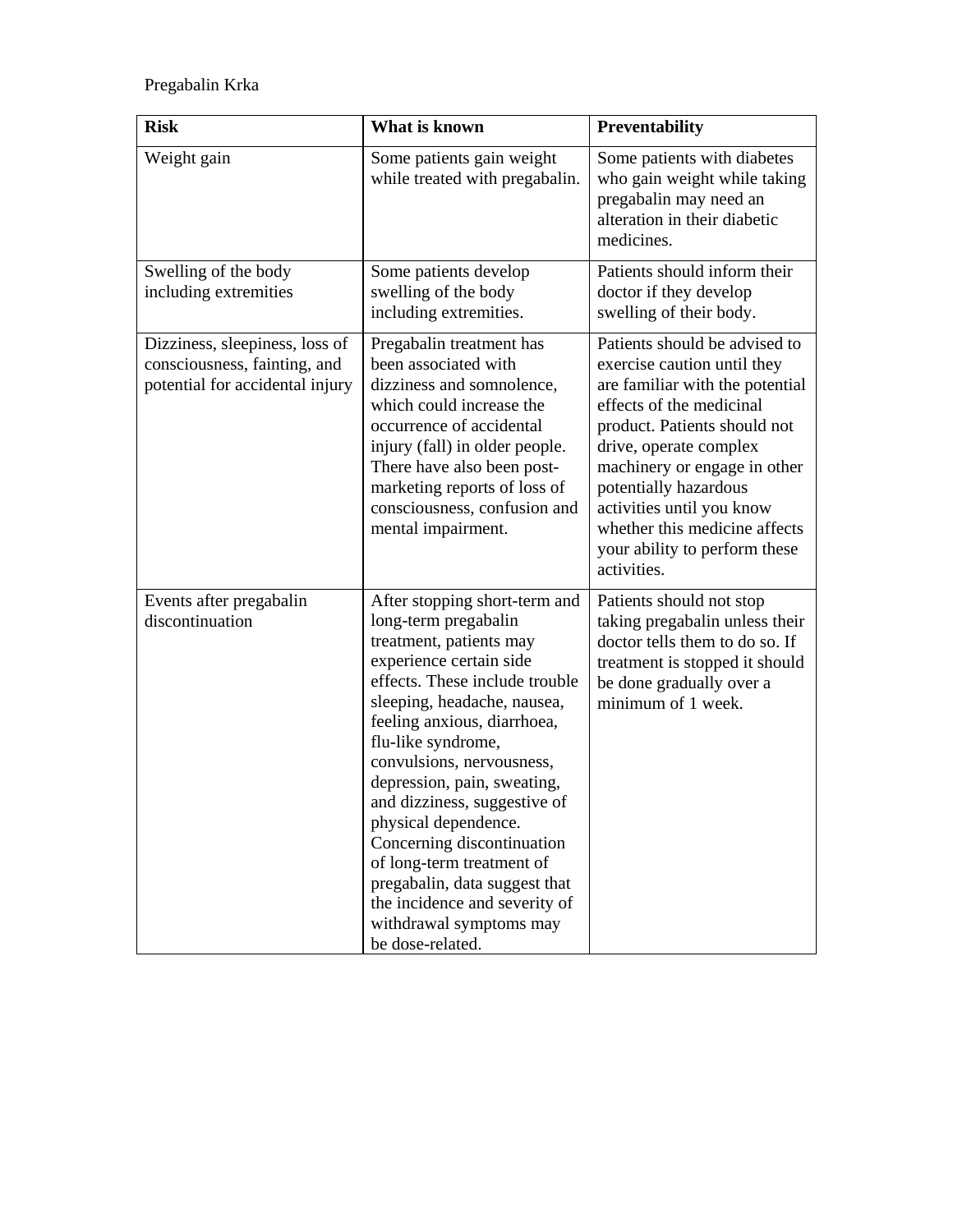Pregabalin Krka

| Risk | What is known | Preventability |
|---|---|---|
| Weight gain | Some patients gain weight while treated with pregabalin. | Some patients with diabetes who gain weight while taking pregabalin may need an alteration in their diabetic medicines. |
| Swelling of the body including extremities | Some patients develop swelling of the body including extremities. | Patients should inform their doctor if they develop swelling of their body. |
| Dizziness, sleepiness, loss of consciousness, fainting, and potential for accidental injury | Pregabalin treatment has been associated with dizziness and somnolence, which could increase the occurrence of accidental injury (fall) in older people. There have also been post-marketing reports of loss of consciousness, confusion and mental impairment. | Patients should be advised to exercise caution until they are familiar with the potential effects of the medicinal product. Patients should not drive, operate complex machinery or engage in other potentially hazardous activities until you know whether this medicine affects your ability to perform these activities. |
| Events after pregabalin discontinuation | After stopping short-term and long-term pregabalin treatment, patients may experience certain side effects. These include trouble sleeping, headache, nausea, feeling anxious, diarrhoea, flu-like syndrome, convulsions, nervousness, depression, pain, sweating, and dizziness, suggestive of physical dependence. Concerning discontinuation of long-term treatment of pregabalin, data suggest that the incidence and severity of withdrawal symptoms may be dose-related. | Patients should not stop taking pregabalin unless their doctor tells them to do so. If treatment is stopped it should be done gradually over a minimum of 1 week. |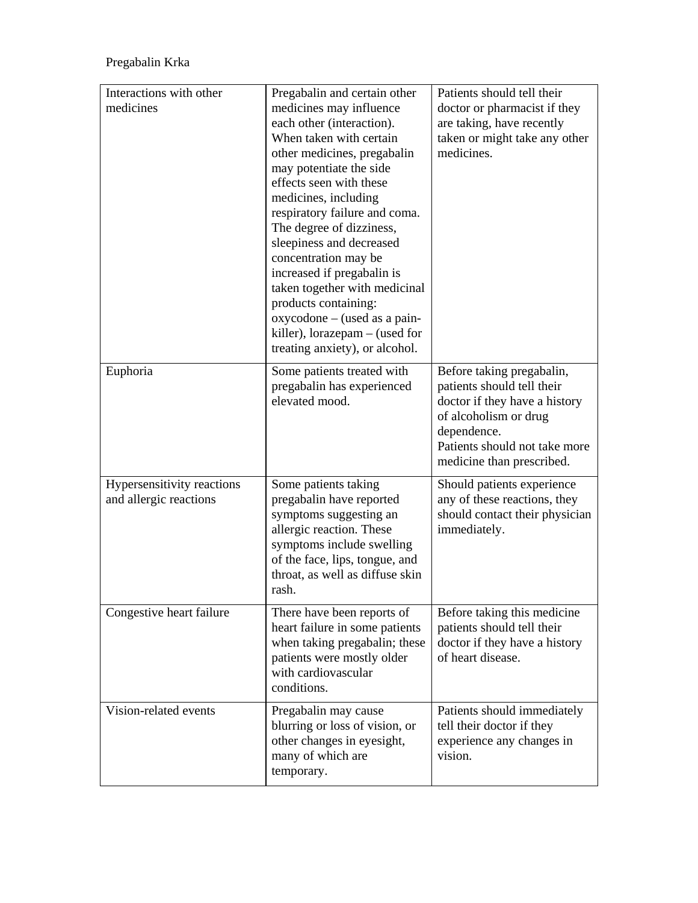Pregabalin Krka

| | | |
|---|---|---|
| Interactions with other medicines | Pregabalin and certain other medicines may influence each other (interaction). When taken with certain other medicines, pregabalin may potentiate the side effects seen with these medicines, including respiratory failure and coma. The degree of dizziness, sleepiness and decreased concentration may be increased if pregabalin is taken together with medicinal products containing: oxycodone – (used as a pain-killer), lorazepam – (used for treating anxiety), or alcohol. | Patients should tell their doctor or pharmacist if they are taking, have recently taken or might take any other medicines. |
| Euphoria | Some patients treated with pregabalin has experienced elevated mood. | Before taking pregabalin, patients should tell their doctor if they have a history of alcoholism or drug dependence.<br>Patients should not take more medicine than prescribed. |
| Hypersensitivity reactions and allergic reactions | Some patients taking pregabalin have reported symptoms suggesting an allergic reaction. These symptoms include swelling of the face, lips, tongue, and throat, as well as diffuse skin rash. | Should patients experience any of these reactions, they should contact their physician immediately. |
| Congestive heart failure | There have been reports of heart failure in some patients when taking pregabalin; these patients were mostly older with cardiovascular conditions. | Before taking this medicine patients should tell their doctor if they have a history of heart disease. |
| Vision-related events | Pregabalin may cause blurring or loss of vision, or other changes in eyesight, many of which are temporary. | Patients should immediately tell their doctor if they experience any changes in vision. |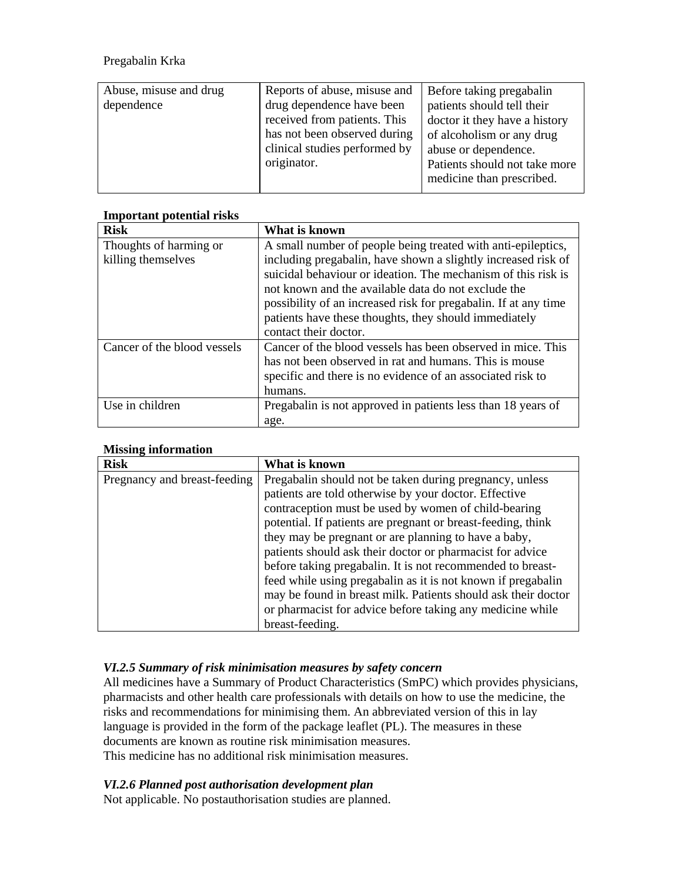| Abuse, misuse and drug dependence | Reports of abuse, misuse and drug dependence have been received from patients. This has not been observed during clinical studies performed by originator. | Before taking pregabalin patients should tell their doctor it they have a history of alcoholism or any drug abuse or dependence. Patients should not take more medicine than prescribed. |
|---|---|---|

**Important potential risks**

| Risk | What is known |
|---|---|
| Thoughts of harming or killing themselves | A small number of people being treated with anti-epileptics, including pregabalin, have shown a slightly increased risk of suicidal behaviour or ideation. The mechanism of this risk is not known and the available data do not exclude the possibility of an increased risk for pregabalin. If at any time patients have these thoughts, they should immediately contact their doctor. |
| Cancer of the blood vessels | Cancer of the blood vessels has been observed in mice. This has not been observed in rat and humans. This is mouse specific and there is no evidence of an associated risk to humans. |
| Use in children | Pregabalin is not approved in patients less than 18 years of age. |

**Missing information**

| Risk | What is known |
|---|---|
| Pregnancy and breast-feeding | Pregabalin should not be taken during pregnancy, unless patients are told otherwise by your doctor. Effective contraception must be used by women of child-bearing potential. If patients are pregnant or breast-feeding, think they may be pregnant or are planning to have a baby, patients should ask their doctor or pharmacist for advice before taking pregabalin. It is not recommended to breast-feed while using pregabalin as it is not known if pregabalin may be found in breast milk. Patients should ask their doctor or pharmacist for advice before taking any medicine while breast-feeding. |

### *VI.2.5 Summary of risk minimisation measures by safety concern*

All medicines have a Summary of Product Characteristics (SmPC) which provides physicians, pharmacists and other health care professionals with details on how to use the medicine, the risks and recommendations for minimising them. An abbreviated version of this in lay language is provided in the form of the package leaflet (PL). The measures in these documents are known as routine risk minimisation measures.
This medicine has no additional risk minimisation measures.

### *VI.2.6 Planned post authorisation development plan*

Not applicable. No postauthorisation studies are planned.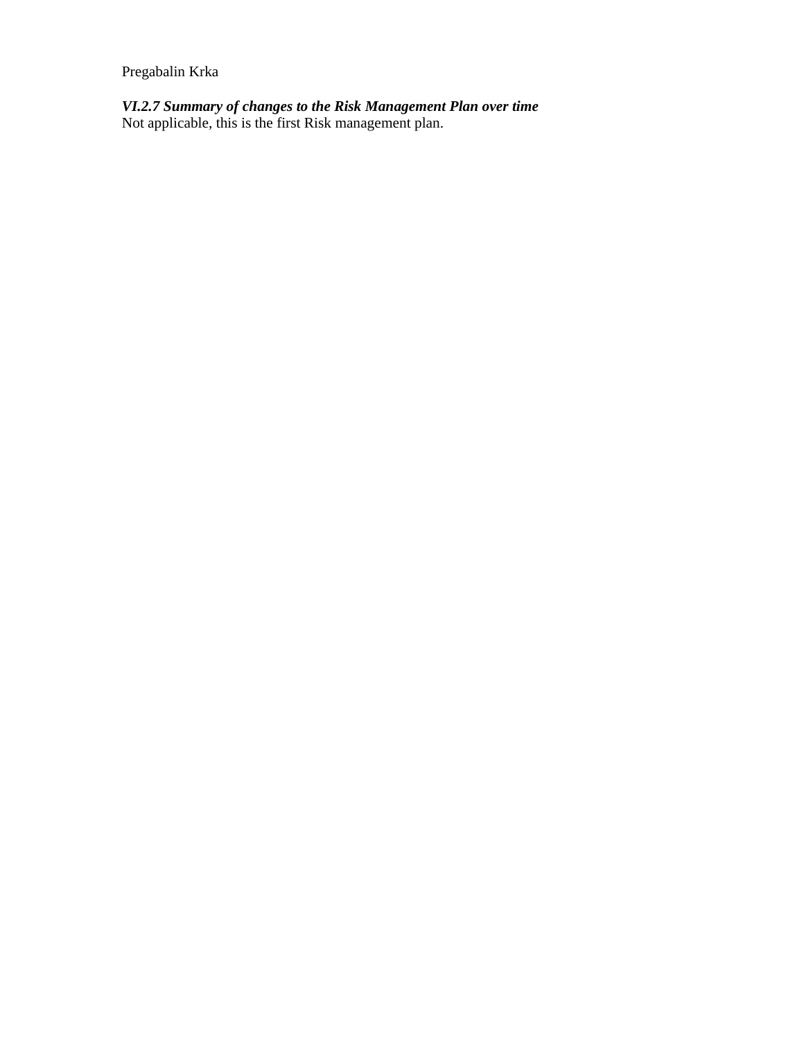***VI.2.7 Summary of changes to the Risk Management Plan over time***

Not applicable, this is the first Risk management plan.